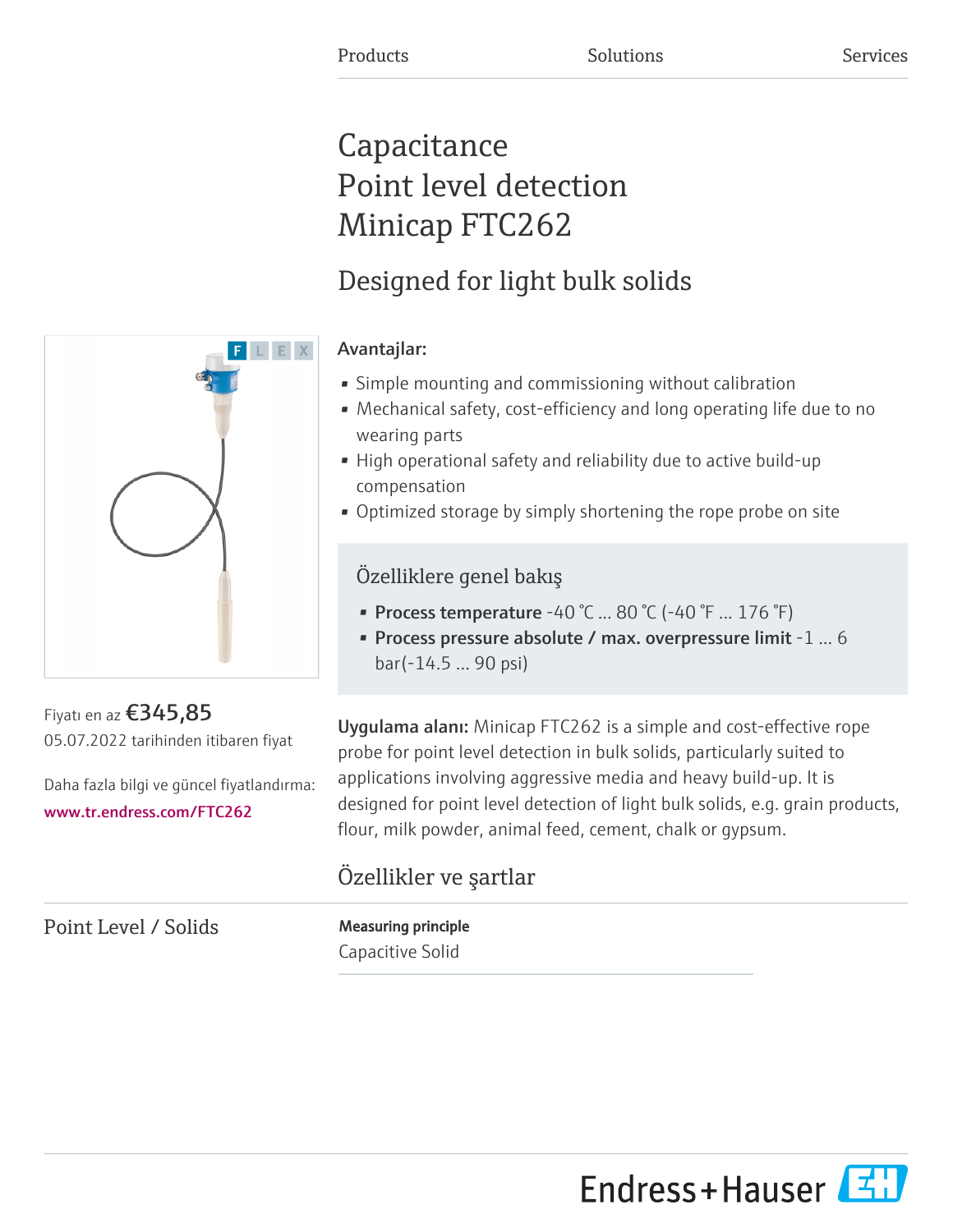Products Solutions Services

# Capacitance Point level detection Minicap FTC262

## Designed for light bulk solids

F L E X

Fiyatı en az **€345,85**

05.07.2022 tarihinden itibaren fiyat

Daha fazla bilgi ve güncel fiyatlandırma:

www.tr.endress.com/FTC262

**Avantajlar:**

- Simple mounting and commissioning without calibration
- Mechanical safety, cost-efficiency and long operating life due to no wearing parts
- High operational safety and reliability due to active build-up compensation
- Optimized storage by simply shortening the rope probe on site

### Özelliklere genel bakış

- **Process temperature** -40 °C ... 80 °C (-40 °F ... 176 °F)
- **Process pressure absolute / max. overpressure limit** -1 ... 6 bar(-14.5 ... 90 psi)

**Uygulama alanı:** Minicap FTC262 is a simple and cost-effective rope probe for point level detection in bulk solids, particularly suited to applications involving aggressive media and heavy build-up. It is designed for point level detection of light bulk solids, e.g. grain products, flour, milk powder, animal feed, cement, chalk or gypsum.

## Özellikler ve şartlar

### Point Level / Solids

**Measuring principle**

Capacitive Solid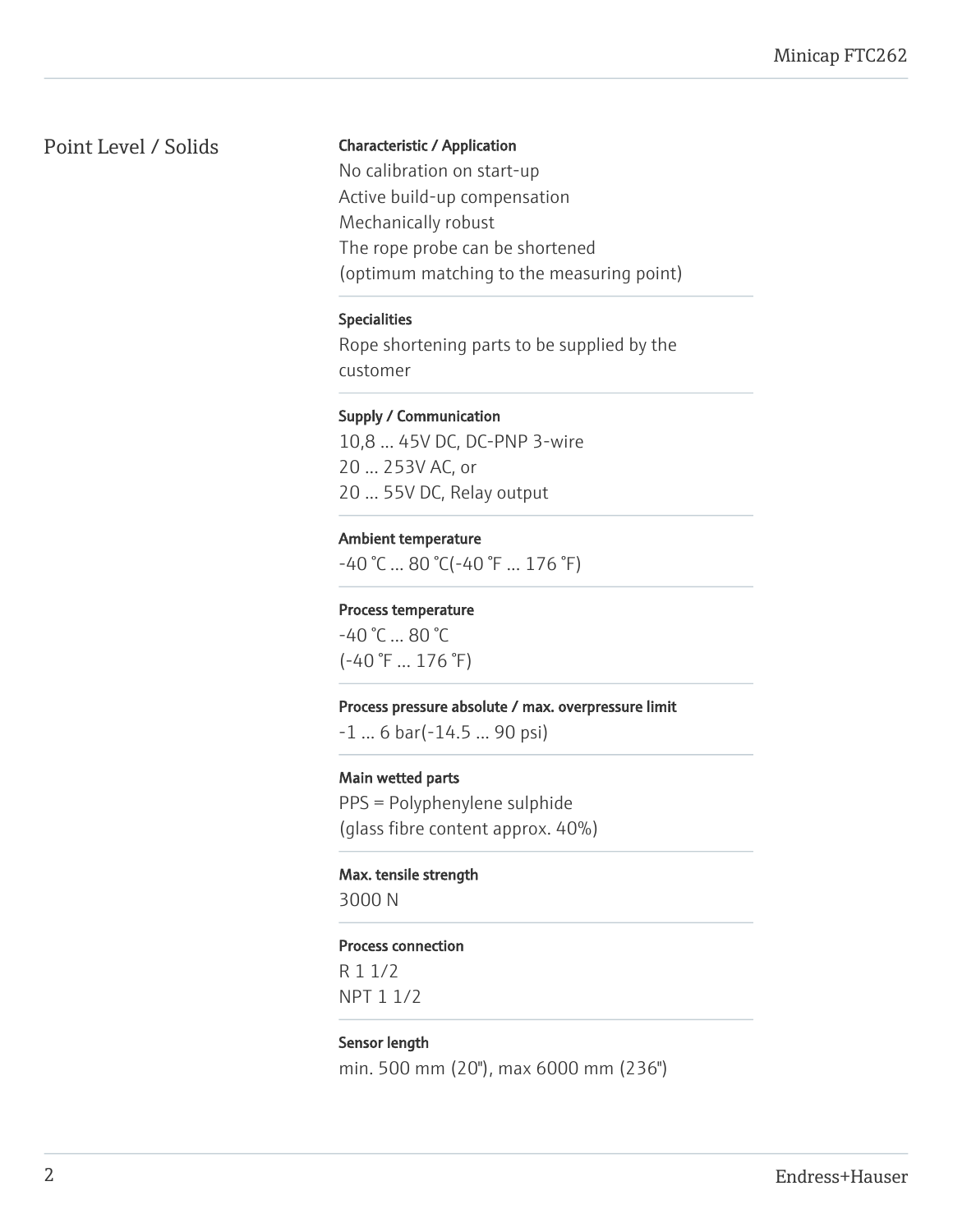## Point Level / Solids

**Characteristic / Application**

No calibration on start-up
Active build-up compensation
Mechanically robust
The rope probe can be shortened
(optimum matching to the measuring point)

**Specialities**

Rope shortening parts to be supplied by the customer

**Supply / Communication**

10,8 ... 45V DC, DC-PNP 3-wire
20 ... 253V AC, or
20 ... 55V DC, Relay output

**Ambient temperature**

-40 °C ... 80 °C(-40 °F ... 176 °F)

**Process temperature**

-40 °C ... 80 °C
(-40 °F ... 176 °F)

**Process pressure absolute / max. overpressure limit**

-1 ... 6 bar(-14.5 ... 90 psi)

**Main wetted parts**

PPS = Polyphenylene sulphide
(glass fibre content approx. 40%)

**Max. tensile strength**

3000 N

**Process connection**

R 1 1/2
NPT 1 1/2

**Sensor length**

min. 500 mm (20"), max 6000 mm (236")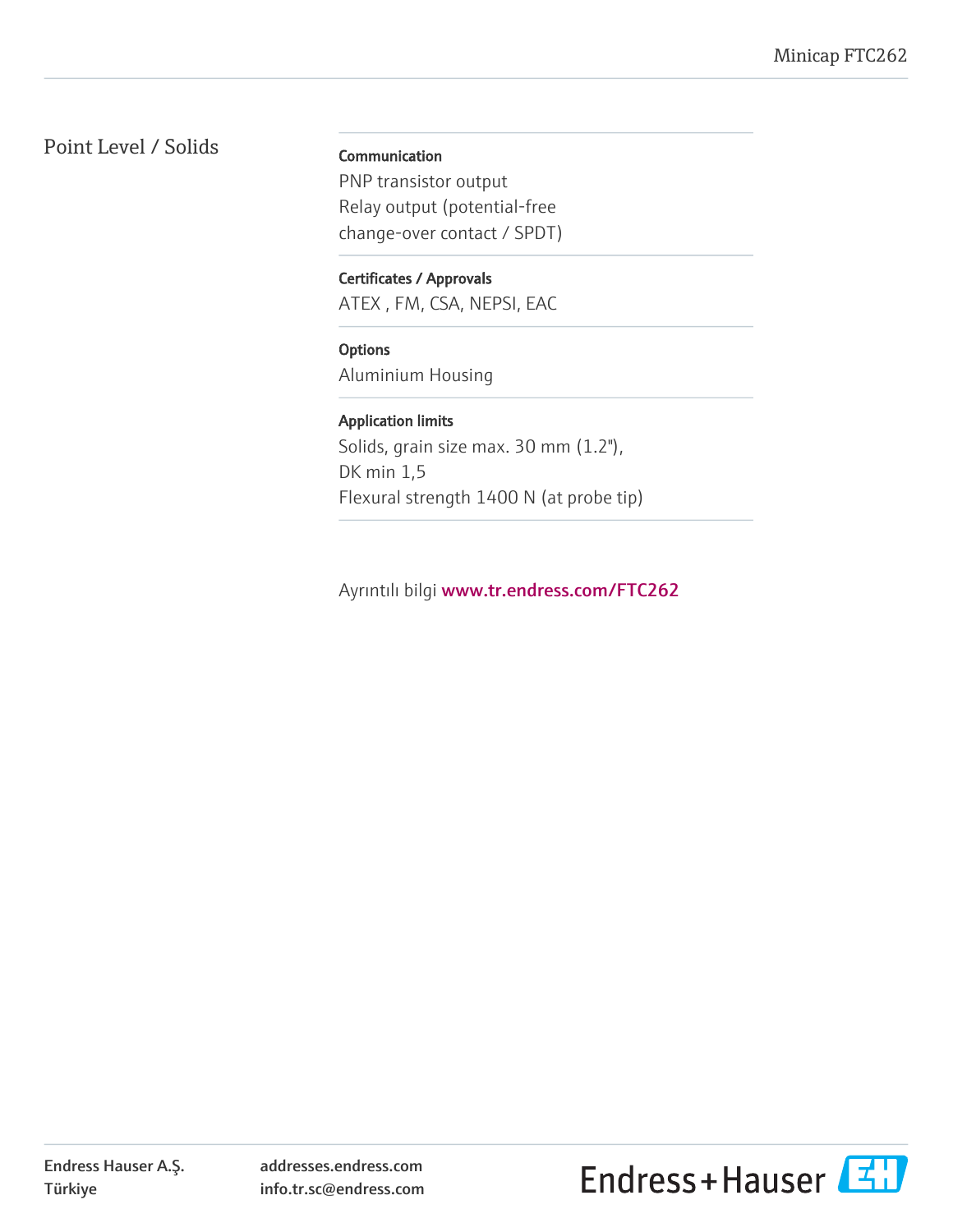Point Level / Solids

**Communication**

PNP transistor output
Relay output (potential-free change-over contact / SPDT)

**Certificates / Approvals**

ATEX , FM, CSA, NEPSI, EAC

**Options**

Aluminium Housing

**Application limits**

Solids, grain size max. 30 mm (1.2"),
DK min 1,5
Flexural strength 1400 N (at probe tip)

Ayrıntılı bilgi **www.tr.endress.com/FTC262**

Endress Hauser A.Ş.
Türkiye

addresses.endress.com
info.tr.sc@endress.com